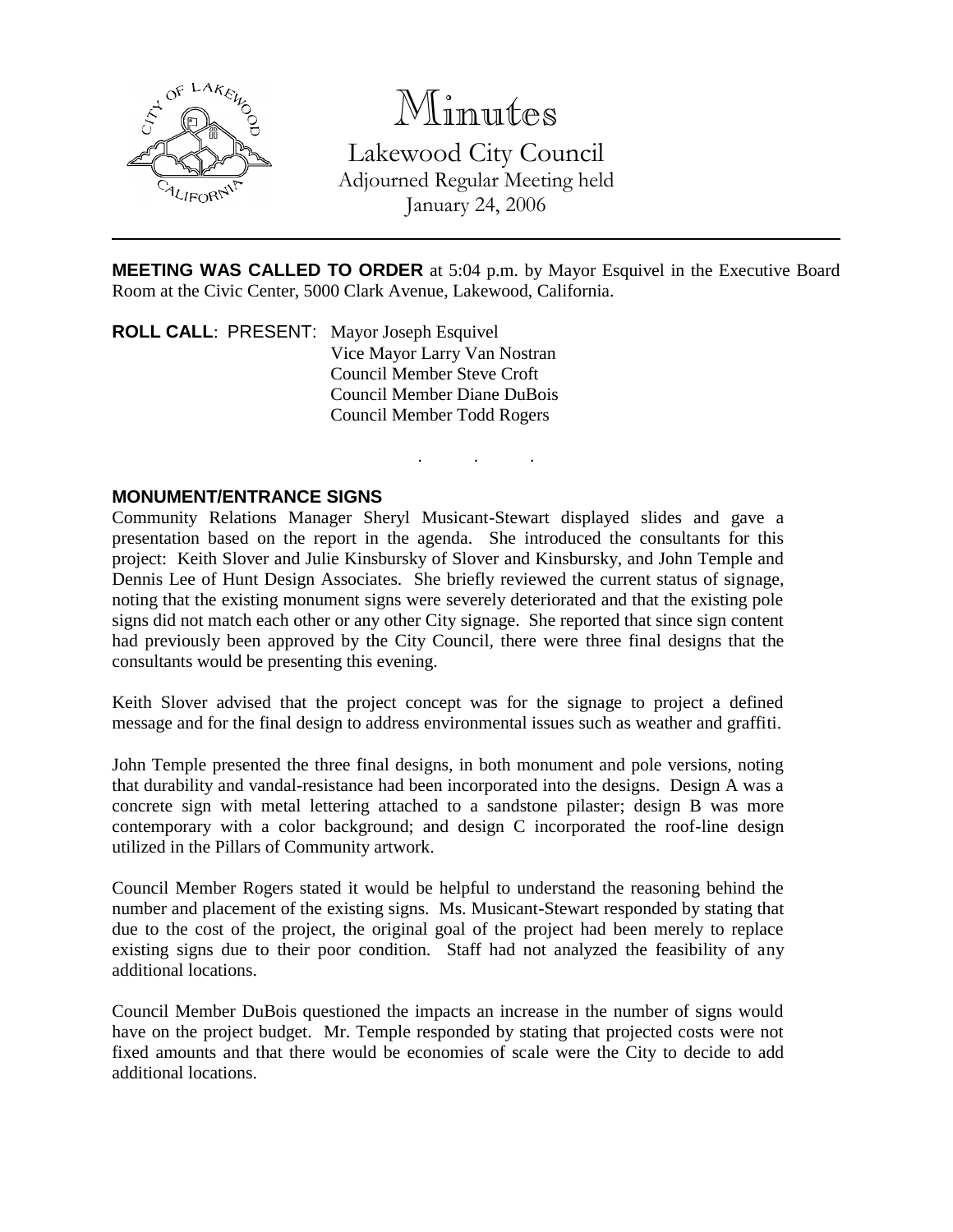# Minutes

Lakewood City Council
Adjourned Regular Meeting held
January 24, 2006

---

**MEETING WAS CALLED TO ORDER** at 5:04 p.m. by Mayor Esquivel in the Executive Board Room at the Civic Center, 5000 Clark Avenue, Lakewood, California.

**ROLL CALL**: PRESENT: Mayor Joseph Esquivel
Vice Mayor Larry Van Nostran
Council Member Steve Croft
Council Member Diane DuBois
Council Member Todd Rogers

. . .

## MONUMENT/ENTRANCE SIGNS

Community Relations Manager Sheryl Musicant-Stewart displayed slides and gave a presentation based on the report in the agenda. She introduced the consultants for this project: Keith Slover and Julie Kinsbursky of Slover and Kinsbursky, and John Temple and Dennis Lee of Hunt Design Associates. She briefly reviewed the current status of signage, noting that the existing monument signs were severely deteriorated and that the existing pole signs did not match each other or any other City signage. She reported that since sign content had previously been approved by the City Council, there were three final designs that the consultants would be presenting this evening.

Keith Slover advised that the project concept was for the signage to project a defined message and for the final design to address environmental issues such as weather and graffiti.

John Temple presented the three final designs, in both monument and pole versions, noting that durability and vandal-resistance had been incorporated into the designs. Design A was a concrete sign with metal lettering attached to a sandstone pilaster; design B was more contemporary with a color background; and design C incorporated the roof-line design utilized in the Pillars of Community artwork.

Council Member Rogers stated it would be helpful to understand the reasoning behind the number and placement of the existing signs. Ms. Musicant-Stewart responded by stating that due to the cost of the project, the original goal of the project had been merely to replace existing signs due to their poor condition. Staff had not analyzed the feasibility of any additional locations.

Council Member DuBois questioned the impacts an increase in the number of signs would have on the project budget. Mr. Temple responded by stating that projected costs were not fixed amounts and that there would be economies of scale were the City to decide to add additional locations.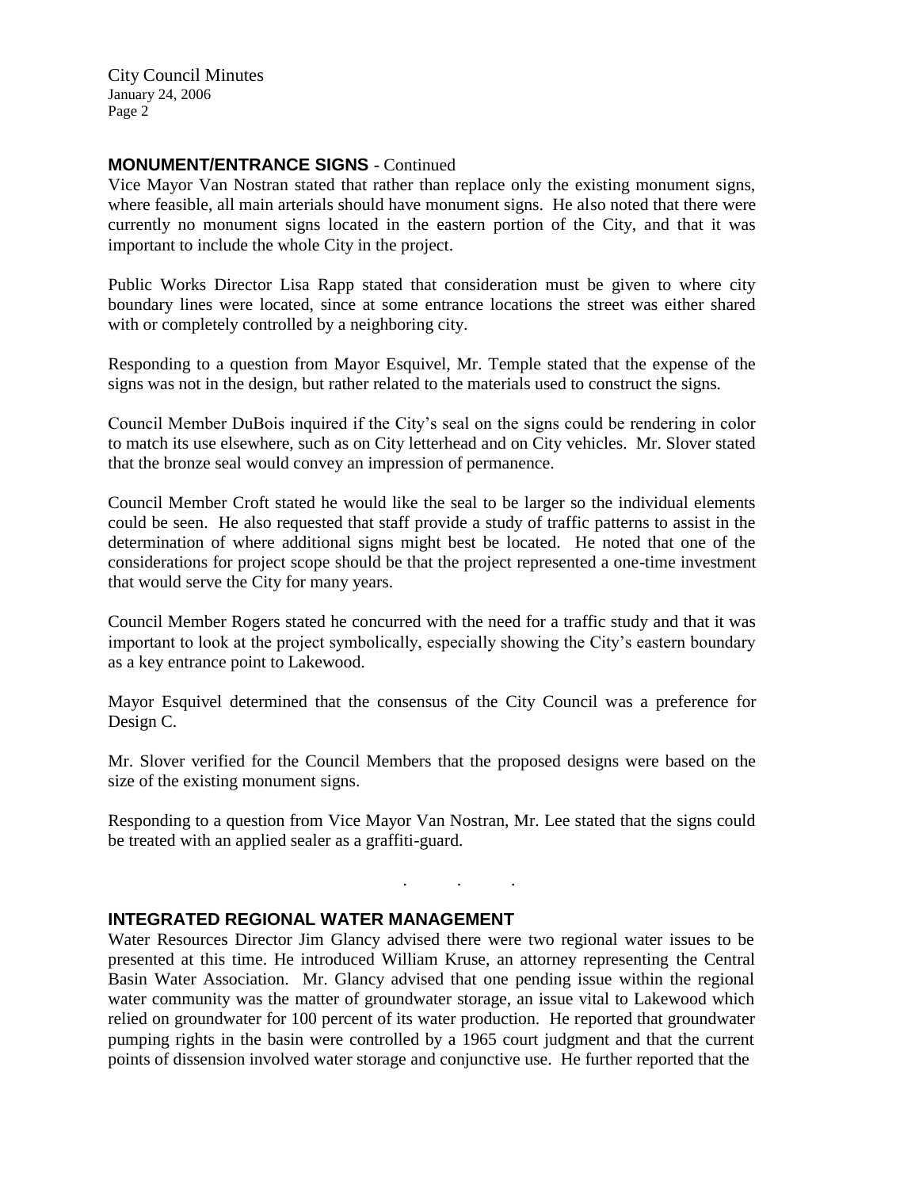## MONUMENT/ENTRANCE SIGNS - Continued

Vice Mayor Van Nostran stated that rather than replace only the existing monument signs, where feasible, all main arterials should have monument signs. He also noted that there were currently no monument signs located in the eastern portion of the City, and that it was important to include the whole City in the project.

Public Works Director Lisa Rapp stated that consideration must be given to where city boundary lines were located, since at some entrance locations the street was either shared with or completely controlled by a neighboring city.

Responding to a question from Mayor Esquivel, Mr. Temple stated that the expense of the signs was not in the design, but rather related to the materials used to construct the signs.

Council Member DuBois inquired if the City's seal on the signs could be rendering in color to match its use elsewhere, such as on City letterhead and on City vehicles. Mr. Slover stated that the bronze seal would convey an impression of permanence.

Council Member Croft stated he would like the seal to be larger so the individual elements could be seen. He also requested that staff provide a study of traffic patterns to assist in the determination of where additional signs might best be located. He noted that one of the considerations for project scope should be that the project represented a one-time investment that would serve the City for many years.

Council Member Rogers stated he concurred with the need for a traffic study and that it was important to look at the project symbolically, especially showing the City's eastern boundary as a key entrance point to Lakewood.

Mayor Esquivel determined that the consensus of the City Council was a preference for Design C.

Mr. Slover verified for the Council Members that the proposed designs were based on the size of the existing monument signs.

Responding to a question from Vice Mayor Van Nostran, Mr. Lee stated that the signs could be treated with an applied sealer as a graffiti-guard.

. . .

## INTEGRATED REGIONAL WATER MANAGEMENT

Water Resources Director Jim Glancy advised there were two regional water issues to be presented at this time. He introduced William Kruse, an attorney representing the Central Basin Water Association. Mr. Glancy advised that one pending issue within the regional water community was the matter of groundwater storage, an issue vital to Lakewood which relied on groundwater for 100 percent of its water production. He reported that groundwater pumping rights in the basin were controlled by a 1965 court judgment and that the current points of dissension involved water storage and conjunctive use. He further reported that the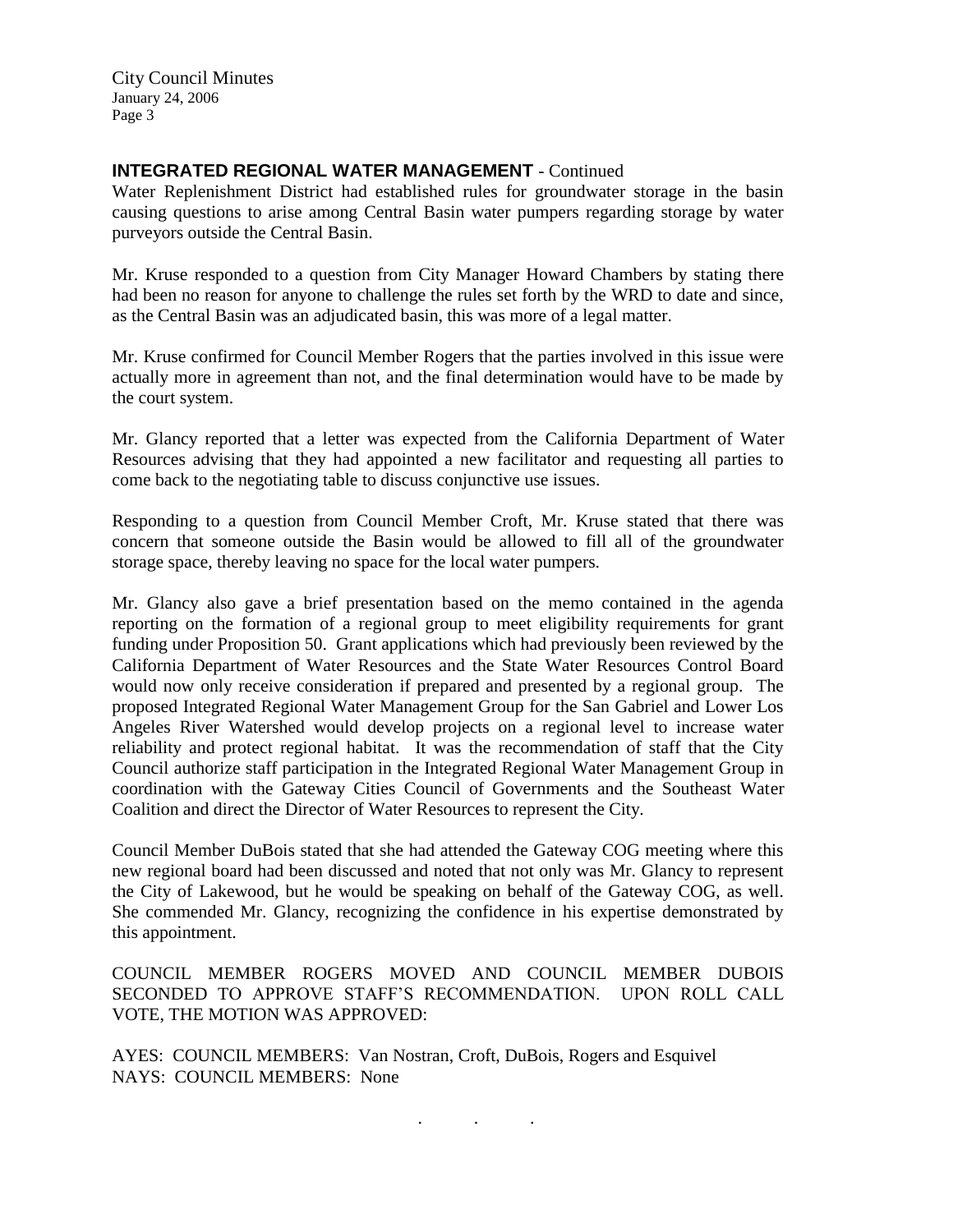**INTEGRATED REGIONAL WATER MANAGEMENT** - Continued

Water Replenishment District had established rules for groundwater storage in the basin causing questions to arise among Central Basin water pumpers regarding storage by water purveyors outside the Central Basin.

Mr. Kruse responded to a question from City Manager Howard Chambers by stating there had been no reason for anyone to challenge the rules set forth by the WRD to date and since, as the Central Basin was an adjudicated basin, this was more of a legal matter.

Mr. Kruse confirmed for Council Member Rogers that the parties involved in this issue were actually more in agreement than not, and the final determination would have to be made by the court system.

Mr. Glancy reported that a letter was expected from the California Department of Water Resources advising that they had appointed a new facilitator and requesting all parties to come back to the negotiating table to discuss conjunctive use issues.

Responding to a question from Council Member Croft, Mr. Kruse stated that there was concern that someone outside the Basin would be allowed to fill all of the groundwater storage space, thereby leaving no space for the local water pumpers.

Mr. Glancy also gave a brief presentation based on the memo contained in the agenda reporting on the formation of a regional group to meet eligibility requirements for grant funding under Proposition 50. Grant applications which had previously been reviewed by the California Department of Water Resources and the State Water Resources Control Board would now only receive consideration if prepared and presented by a regional group. The proposed Integrated Regional Water Management Group for the San Gabriel and Lower Los Angeles River Watershed would develop projects on a regional level to increase water reliability and protect regional habitat. It was the recommendation of staff that the City Council authorize staff participation in the Integrated Regional Water Management Group in coordination with the Gateway Cities Council of Governments and the Southeast Water Coalition and direct the Director of Water Resources to represent the City.

Council Member DuBois stated that she had attended the Gateway COG meeting where this new regional board had been discussed and noted that not only was Mr. Glancy to represent the City of Lakewood, but he would be speaking on behalf of the Gateway COG, as well. She commended Mr. Glancy, recognizing the confidence in his expertise demonstrated by this appointment.

COUNCIL MEMBER ROGERS MOVED AND COUNCIL MEMBER DUBOIS SECONDED TO APPROVE STAFF'S RECOMMENDATION. UPON ROLL CALL VOTE, THE MOTION WAS APPROVED:

AYES: COUNCIL MEMBERS: Van Nostran, Croft, DuBois, Rogers and Esquivel
NAYS: COUNCIL MEMBERS: None

. . .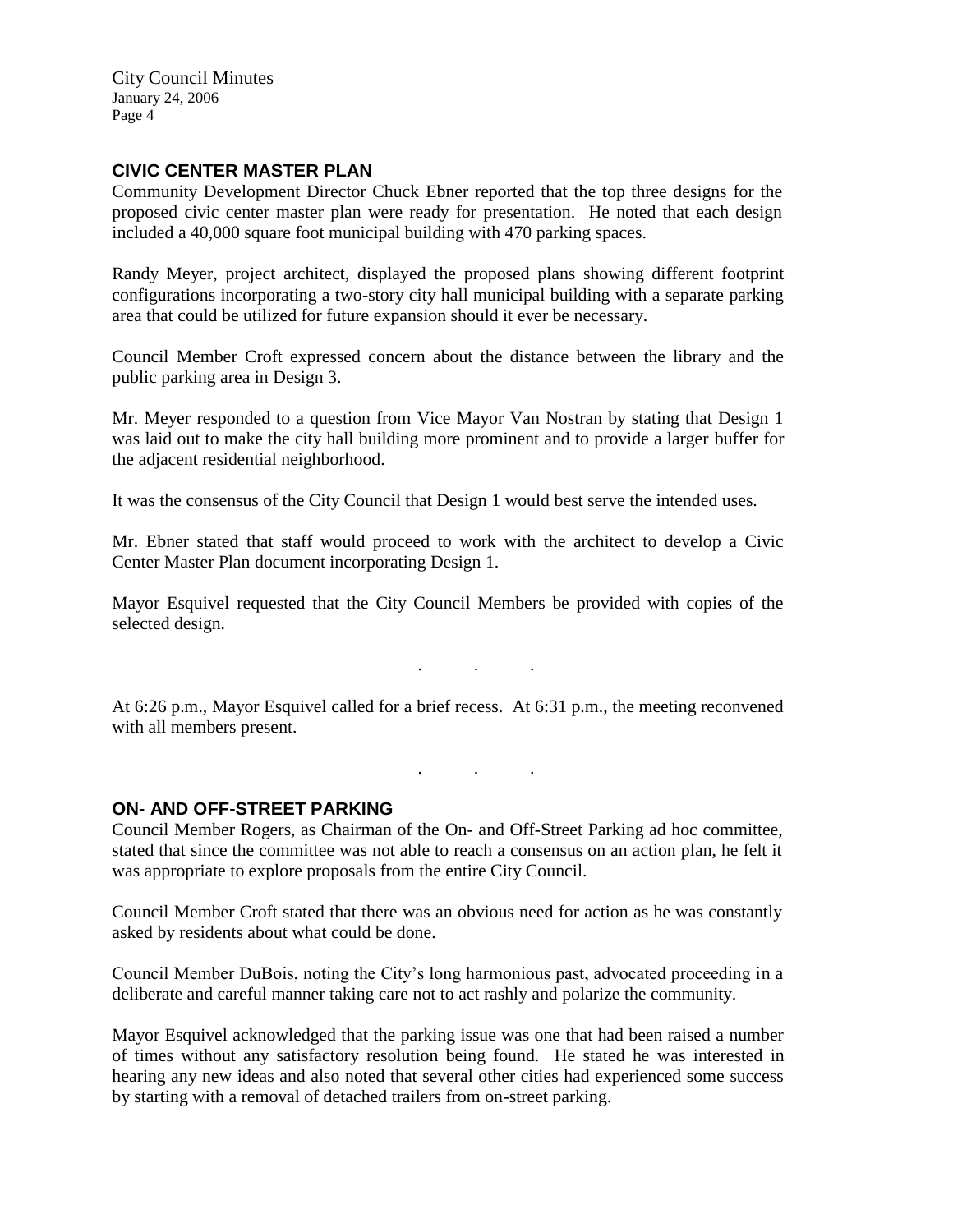## CIVIC CENTER MASTER PLAN

Community Development Director Chuck Ebner reported that the top three designs for the proposed civic center master plan were ready for presentation. He noted that each design included a 40,000 square foot municipal building with 470 parking spaces.

Randy Meyer, project architect, displayed the proposed plans showing different footprint configurations incorporating a two-story city hall municipal building with a separate parking area that could be utilized for future expansion should it ever be necessary.

Council Member Croft expressed concern about the distance between the library and the public parking area in Design 3.

Mr. Meyer responded to a question from Vice Mayor Van Nostran by stating that Design 1 was laid out to make the city hall building more prominent and to provide a larger buffer for the adjacent residential neighborhood.

It was the consensus of the City Council that Design 1 would best serve the intended uses.

Mr. Ebner stated that staff would proceed to work with the architect to develop a Civic Center Master Plan document incorporating Design 1.

Mayor Esquivel requested that the City Council Members be provided with copies of the selected design.

. . .

At 6:26 p.m., Mayor Esquivel called for a brief recess. At 6:31 p.m., the meeting reconvened with all members present.

. . .

## ON- AND OFF-STREET PARKING

Council Member Rogers, as Chairman of the On- and Off-Street Parking ad hoc committee, stated that since the committee was not able to reach a consensus on an action plan, he felt it was appropriate to explore proposals from the entire City Council.

Council Member Croft stated that there was an obvious need for action as he was constantly asked by residents about what could be done.

Council Member DuBois, noting the City's long harmonious past, advocated proceeding in a deliberate and careful manner taking care not to act rashly and polarize the community.

Mayor Esquivel acknowledged that the parking issue was one that had been raised a number of times without any satisfactory resolution being found. He stated he was interested in hearing any new ideas and also noted that several other cities had experienced some success by starting with a removal of detached trailers from on-street parking.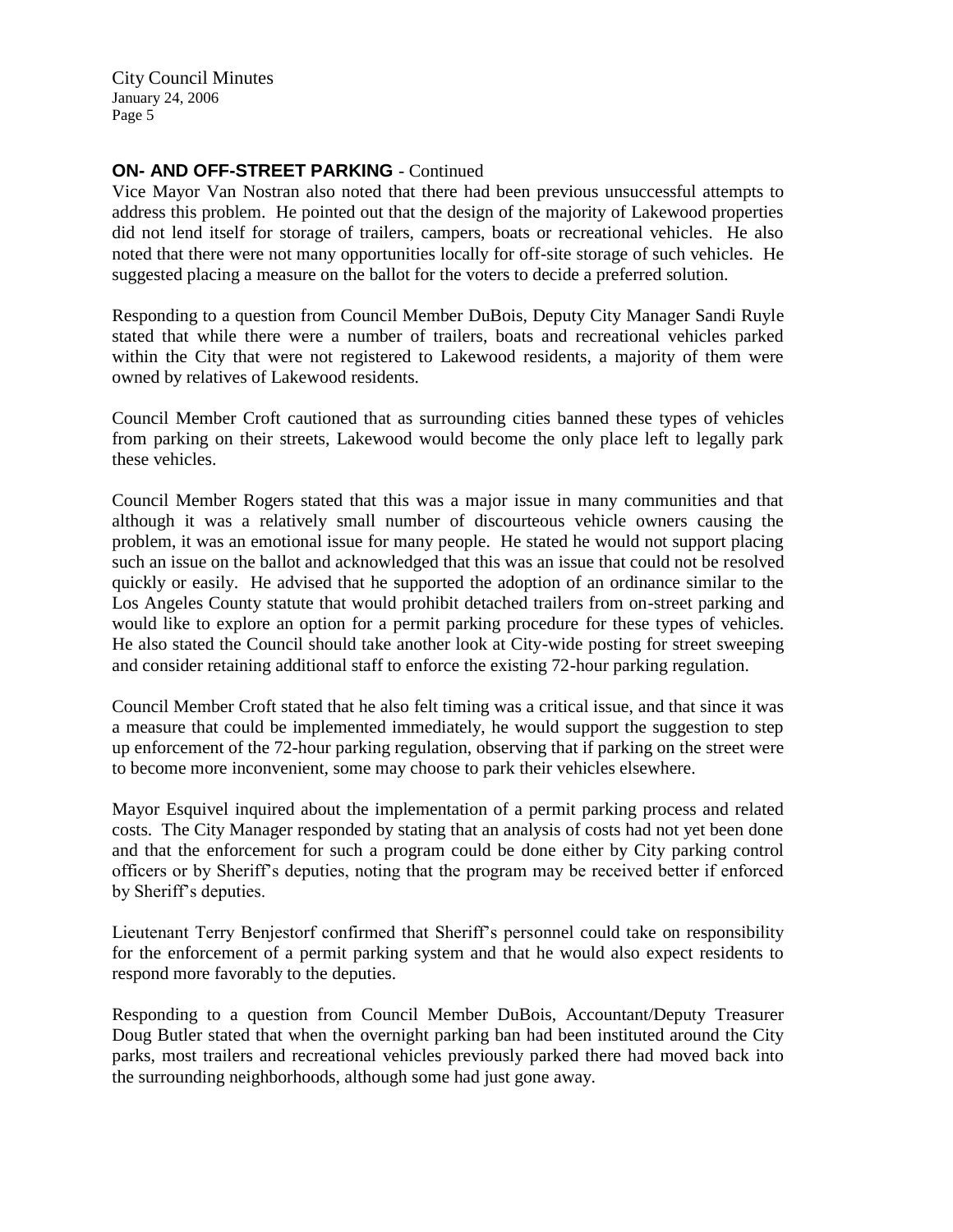**ON- AND OFF-STREET PARKING** - Continued

Vice Mayor Van Nostran also noted that there had been previous unsuccessful attempts to address this problem. He pointed out that the design of the majority of Lakewood properties did not lend itself for storage of trailers, campers, boats or recreational vehicles. He also noted that there were not many opportunities locally for off-site storage of such vehicles. He suggested placing a measure on the ballot for the voters to decide a preferred solution.

Responding to a question from Council Member DuBois, Deputy City Manager Sandi Ruyle stated that while there were a number of trailers, boats and recreational vehicles parked within the City that were not registered to Lakewood residents, a majority of them were owned by relatives of Lakewood residents.

Council Member Croft cautioned that as surrounding cities banned these types of vehicles from parking on their streets, Lakewood would become the only place left to legally park these vehicles.

Council Member Rogers stated that this was a major issue in many communities and that although it was a relatively small number of discourteous vehicle owners causing the problem, it was an emotional issue for many people. He stated he would not support placing such an issue on the ballot and acknowledged that this was an issue that could not be resolved quickly or easily. He advised that he supported the adoption of an ordinance similar to the Los Angeles County statute that would prohibit detached trailers from on-street parking and would like to explore an option for a permit parking procedure for these types of vehicles. He also stated the Council should take another look at City-wide posting for street sweeping and consider retaining additional staff to enforce the existing 72-hour parking regulation.

Council Member Croft stated that he also felt timing was a critical issue, and that since it was a measure that could be implemented immediately, he would support the suggestion to step up enforcement of the 72-hour parking regulation, observing that if parking on the street were to become more inconvenient, some may choose to park their vehicles elsewhere.

Mayor Esquivel inquired about the implementation of a permit parking process and related costs. The City Manager responded by stating that an analysis of costs had not yet been done and that the enforcement for such a program could be done either by City parking control officers or by Sheriff's deputies, noting that the program may be received better if enforced by Sheriff's deputies.

Lieutenant Terry Benjestorf confirmed that Sheriff's personnel could take on responsibility for the enforcement of a permit parking system and that he would also expect residents to respond more favorably to the deputies.

Responding to a question from Council Member DuBois, Accountant/Deputy Treasurer Doug Butler stated that when the overnight parking ban had been instituted around the City parks, most trailers and recreational vehicles previously parked there had moved back into the surrounding neighborhoods, although some had just gone away.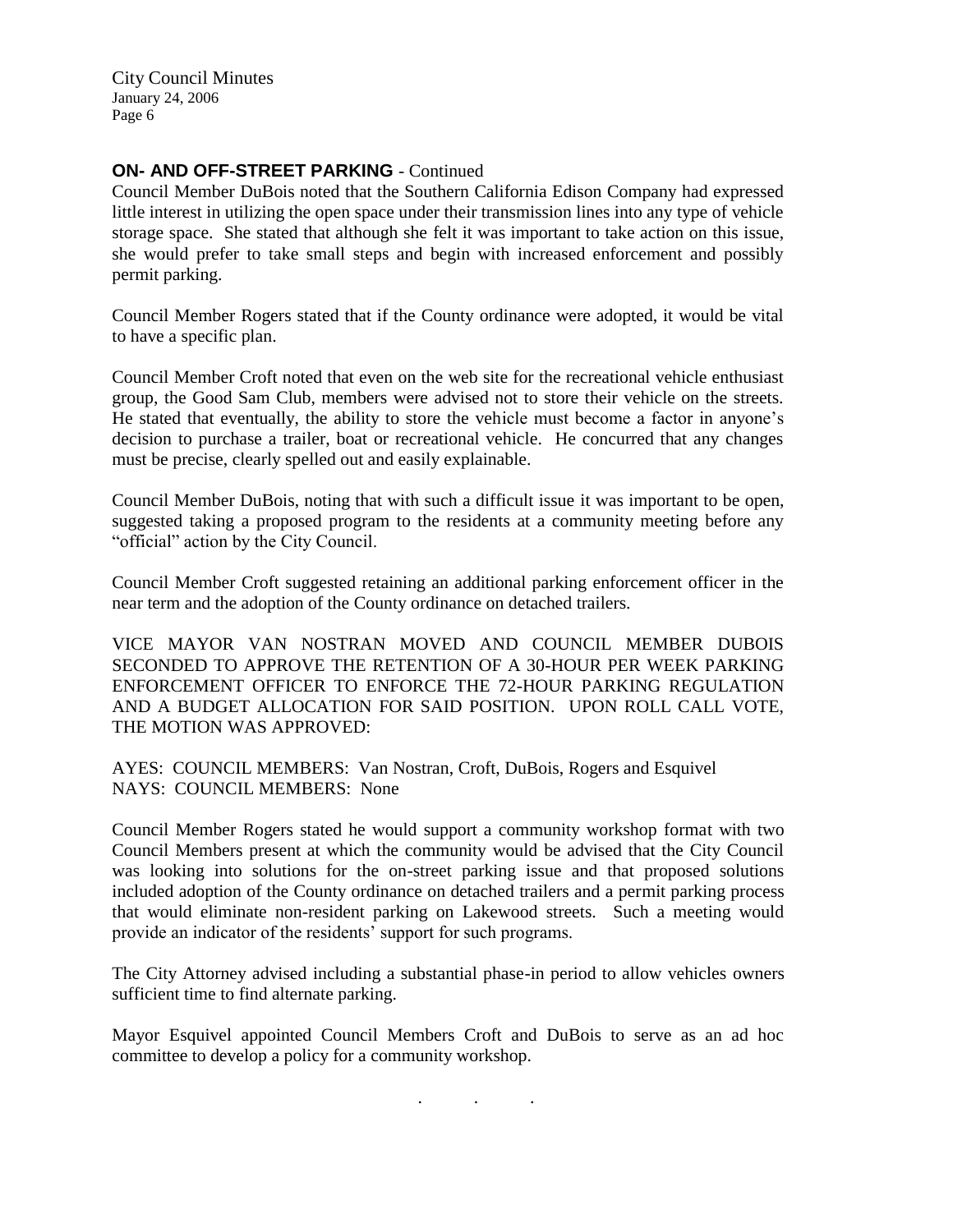**ON- AND OFF-STREET PARKING** - Continued

Council Member DuBois noted that the Southern California Edison Company had expressed little interest in utilizing the open space under their transmission lines into any type of vehicle storage space. She stated that although she felt it was important to take action on this issue, she would prefer to take small steps and begin with increased enforcement and possibly permit parking.

Council Member Rogers stated that if the County ordinance were adopted, it would be vital to have a specific plan.

Council Member Croft noted that even on the web site for the recreational vehicle enthusiast group, the Good Sam Club, members were advised not to store their vehicle on the streets. He stated that eventually, the ability to store the vehicle must become a factor in anyone's decision to purchase a trailer, boat or recreational vehicle. He concurred that any changes must be precise, clearly spelled out and easily explainable.

Council Member DuBois, noting that with such a difficult issue it was important to be open, suggested taking a proposed program to the residents at a community meeting before any "official" action by the City Council.

Council Member Croft suggested retaining an additional parking enforcement officer in the near term and the adoption of the County ordinance on detached trailers.

VICE MAYOR VAN NOSTRAN MOVED AND COUNCIL MEMBER DUBOIS SECONDED TO APPROVE THE RETENTION OF A 30-HOUR PER WEEK PARKING ENFORCEMENT OFFICER TO ENFORCE THE 72-HOUR PARKING REGULATION AND A BUDGET ALLOCATION FOR SAID POSITION. UPON ROLL CALL VOTE, THE MOTION WAS APPROVED:

AYES: COUNCIL MEMBERS: Van Nostran, Croft, DuBois, Rogers and Esquivel
NAYS: COUNCIL MEMBERS: None

Council Member Rogers stated he would support a community workshop format with two Council Members present at which the community would be advised that the City Council was looking into solutions for the on-street parking issue and that proposed solutions included adoption of the County ordinance on detached trailers and a permit parking process that would eliminate non-resident parking on Lakewood streets. Such a meeting would provide an indicator of the residents' support for such programs.

The City Attorney advised including a substantial phase-in period to allow vehicles owners sufficient time to find alternate parking.

Mayor Esquivel appointed Council Members Croft and DuBois to serve as an ad hoc committee to develop a policy for a community workshop.

. . .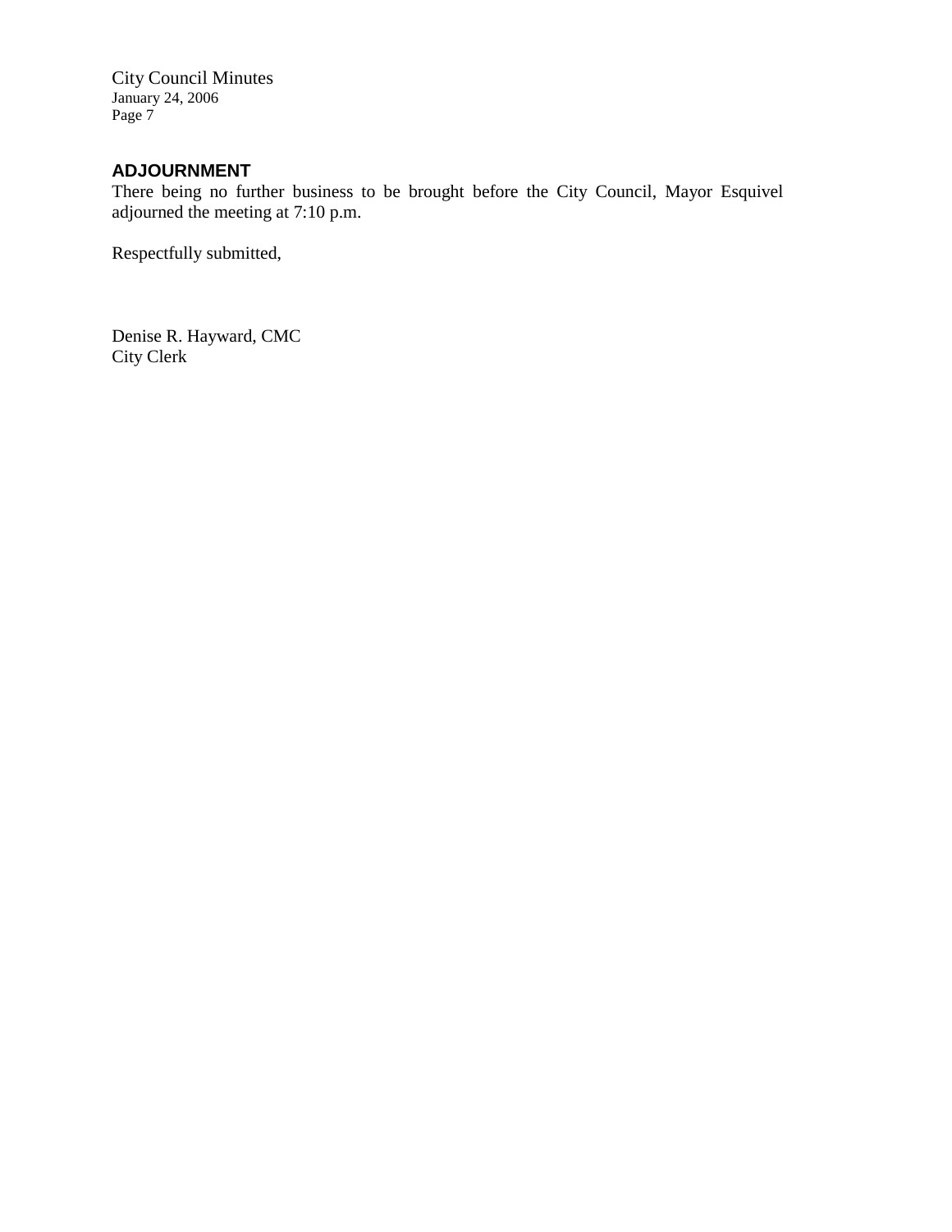## ADJOURNMENT

There being no further business to be brought before the City Council, Mayor Esquivel adjourned the meeting at 7:10 p.m.

Respectfully submitted,

Denise R. Hayward, CMC
City Clerk